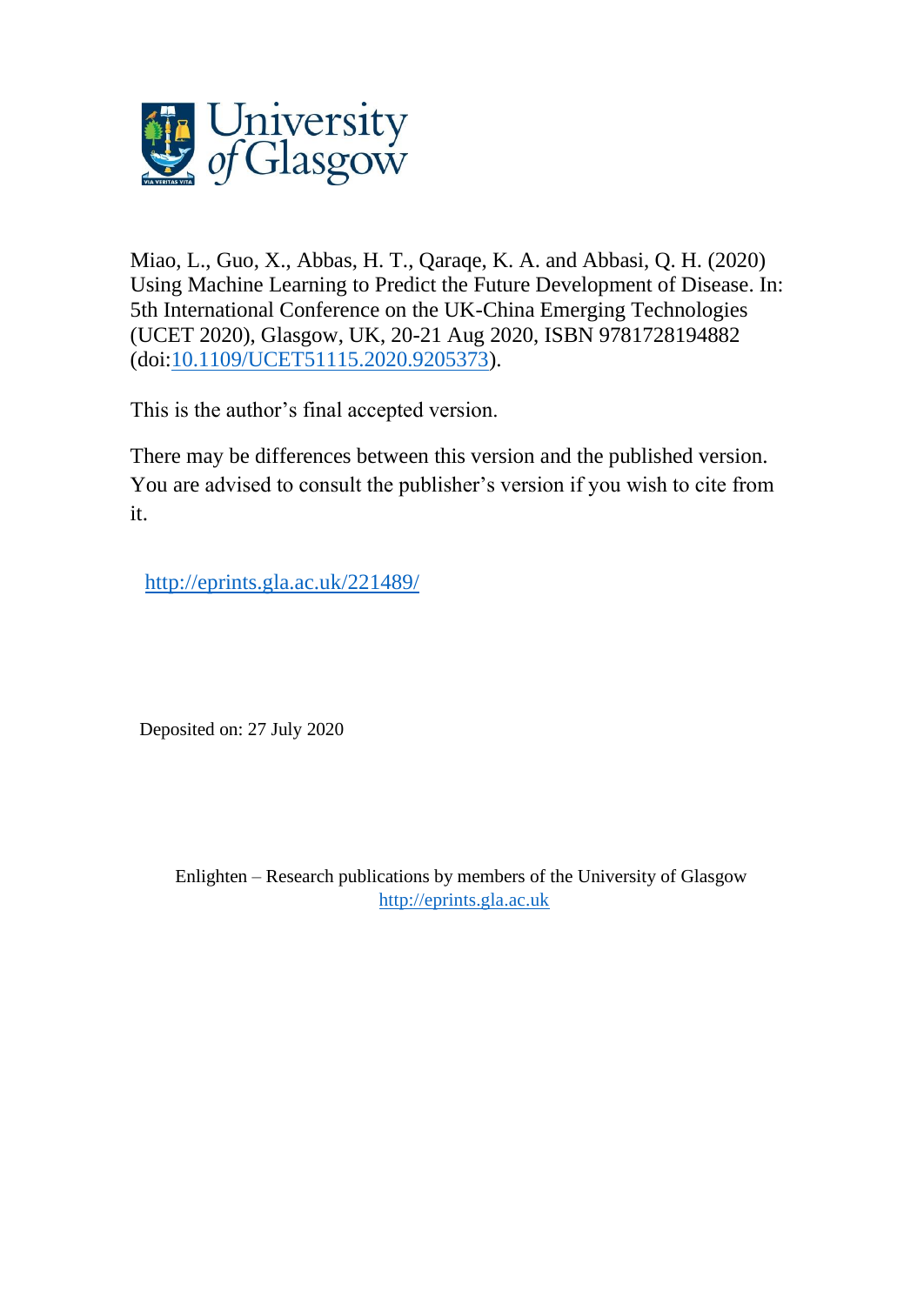Miao, L., Guo, X., Abbas, H. T., Qaraqe, K. A. and Abbasi, Q. H. (2020) Using Machine Learning to Predict the Future Development of Disease. In: 5th International Conference on the UK-China Emerging Technologies (UCET 2020), Glasgow, UK, 20-21 Aug 2020, ISBN 9781728194882 (doi:10.1109/UCET51115.2020.9205373).

This is the author's final accepted version.

There may be differences between this version and the published version. You are advised to consult the publisher's version if you wish to cite from it.

http://eprints.gla.ac.uk/221489/

Deposited on: 27 July 2020

Enlighten – Research publications by members of the University of Glasgow
http://eprints.gla.ac.uk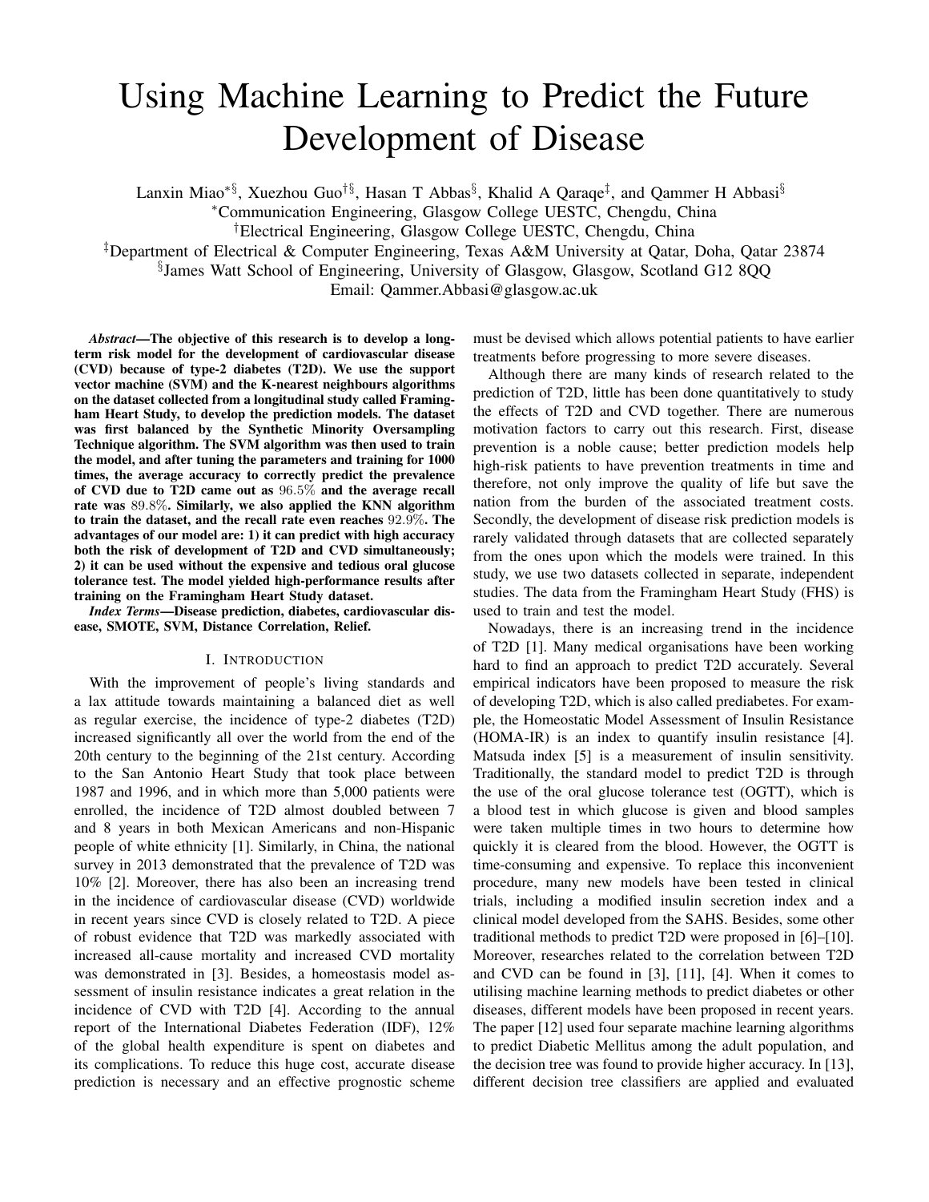# Using Machine Learning to Predict the Future Development of Disease

Lanxin Miao[*§], Xuezhou Guo[†§], Hasan T Abbas[§], Khalid A Qaraqe[‡], and Qammer H Abbasi[§]

[*]Communication Engineering, Glasgow College UESTC, Chengdu, China

[†]Electrical Engineering, Glasgow College UESTC, Chengdu, China

[‡]Department of Electrical & Computer Engineering, Texas A&M University at Qatar, Doha, Qatar 23874

[§]James Watt School of Engineering, University of Glasgow, Glasgow, Scotland G12 8QQ

Email: Qammer.Abbasi@glasgow.ac.uk

***Abstract*—The objective of this research is to develop a long-term risk model for the development of cardiovascular disease (CVD) because of type-2 diabetes (T2D). We use the support vector machine (SVM) and the K-nearest neighbours algorithms on the dataset collected from a longitudinal study called Framingham Heart Study, to develop the prediction models. The dataset was first balanced by the Synthetic Minority Oversampling Technique algorithm. The SVM algorithm was then used to train the model, and after tuning the parameters and training for 1000 times, the average accuracy to correctly predict the prevalence of CVD due to T2D came out as $96.5\%$ and the average recall rate was $89.8\%$. Similarly, we also applied the KNN algorithm to train the dataset, and the recall rate even reaches $92.9\%$. The advantages of our model are: 1) it can predict with high accuracy both the risk of development of T2D and CVD simultaneously; 2) it can be used without the expensive and tedious oral glucose tolerance test. The model yielded high-performance results after training on the Framingham Heart Study dataset.**

***Index Terms*—Disease prediction, diabetes, cardiovascular disease, SMOTE, SVM, Distance Correlation, Relief.**

## I. Introduction

With the improvement of people's living standards and a lax attitude towards maintaining a balanced diet as well as regular exercise, the incidence of type-2 diabetes (T2D) increased significantly all over the world from the end of the 20th century to the beginning of the 21st century. According to the San Antonio Heart Study that took place between 1987 and 1996, and in which more than 5,000 patients were enrolled, the incidence of T2D almost doubled between 7 and 8 years in both Mexican Americans and non-Hispanic people of white ethnicity [1]. Similarly, in China, the national survey in 2013 demonstrated that the prevalence of T2D was 10% [2]. Moreover, there has also been an increasing trend in the incidence of cardiovascular disease (CVD) worldwide in recent years since CVD is closely related to T2D. A piece of robust evidence that T2D was markedly associated with increased all-cause mortality and increased CVD mortality was demonstrated in [3]. Besides, a homeostasis model assessment of insulin resistance indicates a great relation in the incidence of CVD with T2D [4]. According to the annual report of the International Diabetes Federation (IDF), 12% of the global health expenditure is spent on diabetes and its complications. To reduce this huge cost, accurate disease prediction is necessary and an effective prognostic scheme must be devised which allows potential patients to have earlier treatments before progressing to more severe diseases.

Although there are many kinds of research related to the prediction of T2D, little has been done quantitatively to study the effects of T2D and CVD together. There are numerous motivation factors to carry out this research. First, disease prevention is a noble cause; better prediction models help high-risk patients to have prevention treatments in time and therefore, not only improve the quality of life but save the nation from the burden of the associated treatment costs. Secondly, the development of disease risk prediction models is rarely validated through datasets that are collected separately from the ones upon which the models were trained. In this study, we use two datasets collected in separate, independent studies. The data from the Framingham Heart Study (FHS) is used to train and test the model.

Nowadays, there is an increasing trend in the incidence of T2D [1]. Many medical organisations have been working hard to find an approach to predict T2D accurately. Several empirical indicators have been proposed to measure the risk of developing T2D, which is also called prediabetes. For example, the Homeostatic Model Assessment of Insulin Resistance (HOMA-IR) is an index to quantify insulin resistance [4]. Matsuda index [5] is a measurement of insulin sensitivity. Traditionally, the standard model to predict T2D is through the use of the oral glucose tolerance test (OGTT), which is a blood test in which glucose is given and blood samples were taken multiple times in two hours to determine how quickly it is cleared from the blood. However, the OGTT is time-consuming and expensive. To replace this inconvenient procedure, many new models have been tested in clinical trials, including a modified insulin secretion index and a clinical model developed from the SAHS. Besides, some other traditional methods to predict T2D were proposed in [6]–[10]. Moreover, researches related to the correlation between T2D and CVD can be found in [3], [11], [4]. When it comes to utilising machine learning methods to predict diabetes or other diseases, different models have been proposed in recent years. The paper [12] used four separate machine learning algorithms to predict Diabetic Mellitus among the adult population, and the decision tree was found to provide higher accuracy. In [13], different decision tree classifiers are applied and evaluated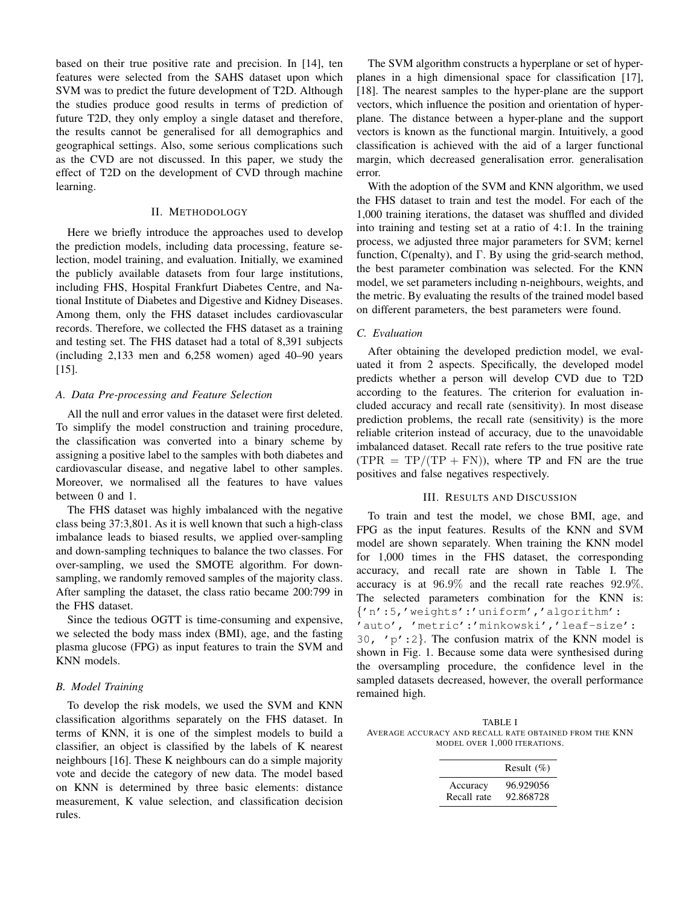based on their true positive rate and precision. In [14], ten features were selected from the SAHS dataset upon which SVM was to predict the future development of T2D. Although the studies produce good results in terms of prediction of future T2D, they only employ a single dataset and therefore, the results cannot be generalised for all demographics and geographical settings. Also, some serious complications such as the CVD are not discussed. In this paper, we study the effect of T2D on the development of CVD through machine learning.

## II. Methodology

Here we briefly introduce the approaches used to develop the prediction models, including data processing, feature selection, model training, and evaluation. Initially, we examined the publicly available datasets from four large institutions, including FHS, Hospital Frankfurt Diabetes Centre, and National Institute of Diabetes and Digestive and Kidney Diseases. Among them, only the FHS dataset includes cardiovascular records. Therefore, we collected the FHS dataset as a training and testing set. The FHS dataset had a total of 8,391 subjects (including 2,133 men and 6,258 women) aged 40–90 years [15].

### A. Data Pre-processing and Feature Selection

All the null and error values in the dataset were first deleted. To simplify the model construction and training procedure, the classification was converted into a binary scheme by assigning a positive label to the samples with both diabetes and cardiovascular disease, and negative label to other samples. Moreover, we normalised all the features to have values between 0 and 1.

The FHS dataset was highly imbalanced with the negative class being 37:3,801. As it is well known that such a high-class imbalance leads to biased results, we applied over-sampling and down-sampling techniques to balance the two classes. For over-sampling, we used the SMOTE algorithm. For down-sampling, we randomly removed samples of the majority class. After sampling the dataset, the class ratio became 200:799 in the FHS dataset.

Since the tedious OGTT is time-consuming and expensive, we selected the body mass index (BMI), age, and the fasting plasma glucose (FPG) as input features to train the SVM and KNN models.

### B. Model Training

To develop the risk models, we used the SVM and KNN classification algorithms separately on the FHS dataset. In terms of KNN, it is one of the simplest models to build a classifier, an object is classified by the labels of K nearest neighbours [16]. These K neighbours can do a simple majority vote and decide the category of new data. The model based on KNN is determined by three basic elements: distance measurement, K value selection, and classification decision rules.

The SVM algorithm constructs a hyperplane or set of hyperplanes in a high dimensional space for classification [17], [18]. The nearest samples to the hyper-plane are the support vectors, which influence the position and orientation of hyperplane. The distance between a hyper-plane and the support vectors is known as the functional margin. Intuitively, a good classification is achieved with the aid of a larger functional margin, which decreased generalisation error. generalisation error.

With the adoption of the SVM and KNN algorithm, we used the FHS dataset to train and test the model. For each of the 1,000 training iterations, the dataset was shuffled and divided into training and testing set at a ratio of 4:1. In the training process, we adjusted three major parameters for SVM; kernel function, C(penalty), and $\Gamma$. By using the grid-search method, the best parameter combination was selected. For the KNN model, we set parameters including n-neighbours, weights, and the metric. By evaluating the results of the trained model based on different parameters, the best parameters were found.

### C. Evaluation

After obtaining the developed prediction model, we evaluated it from 2 aspects. Specifically, the developed model predicts whether a person will develop CVD due to T2D according to the features. The criterion for evaluation included accuracy and recall rate (sensitivity). In most disease prediction problems, the recall rate (sensitivity) is the more reliable criterion instead of accuracy, due to the unavoidable imbalanced dataset. Recall rate refers to the true positive rate ($\mathrm{TPR} = \mathrm{TP}/(\mathrm{TP} + \mathrm{FN})$), where TP and FN are the true positives and false negatives respectively.

## III. Results and Discussion

To train and test the model, we chose BMI, age, and FPG as the input features. Results of the KNN and SVM model are shown separately. When training the KNN model for 1,000 times in the FHS dataset, the corresponding accuracy, and recall rate are shown in Table I. The accuracy is at $96.9\%$ and the recall rate reaches $92.9\%$. The selected parameters combination for the KNN is: {`'n':5,'weights':'uniform','algorithm':'auto', 'metric':'minkowski','leaf-size':30, 'p':2`}. The confusion matrix of the KNN model is shown in Fig. 1. Because some data were synthesised during the oversampling procedure, the confidence level in the sampled datasets decreased, however, the overall performance remained high.

TABLE I
Average accuracy and recall rate obtained from the KNN model over 1,000 iterations.

| | Result (%) |
|---|---|
| Accuracy | 96.929056 |
| Recall rate | 92.868728 |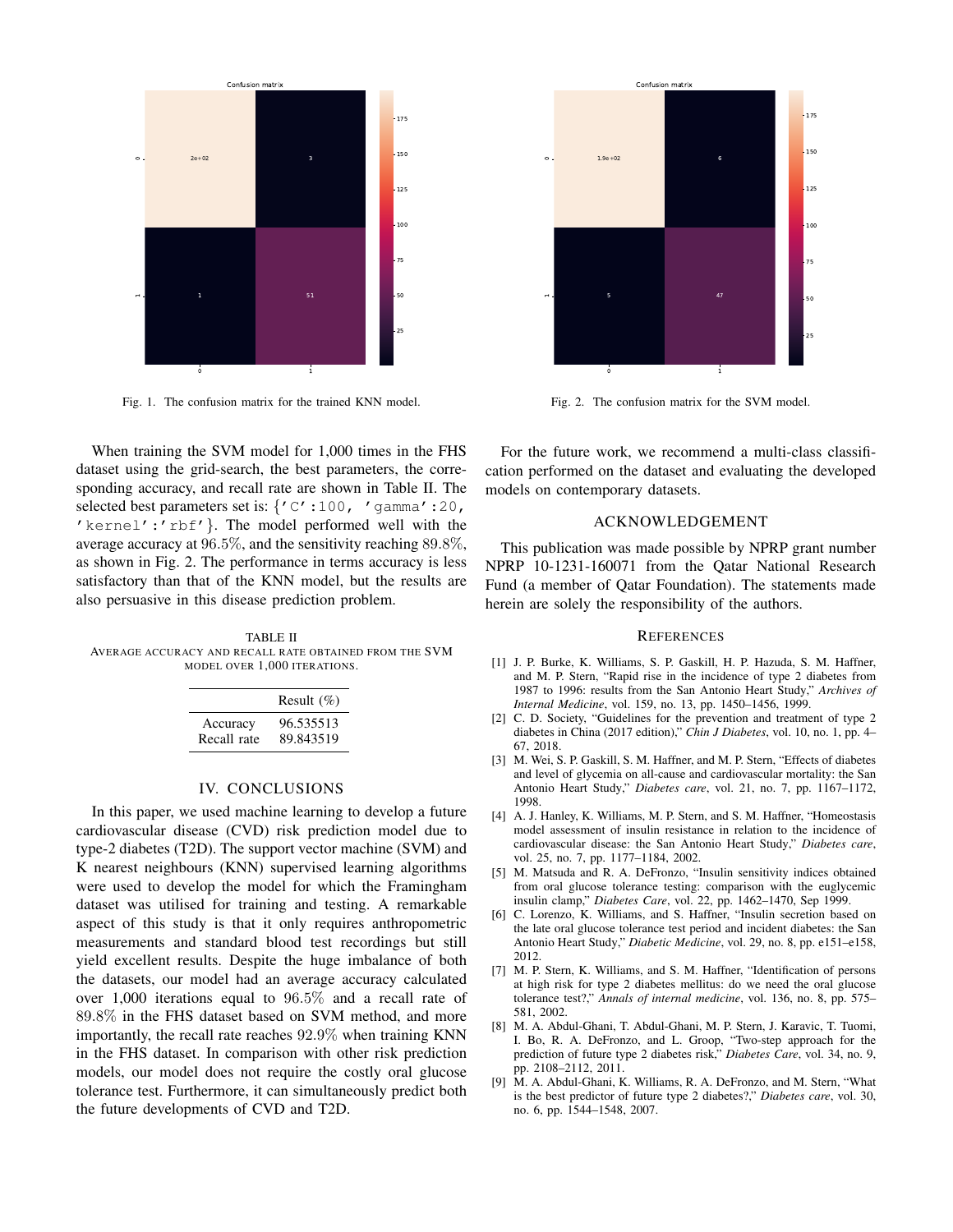Fig. 1. The confusion matrix for the trained KNN model.

Fig. 2. The confusion matrix for the SVM model.

When training the SVM model for 1,000 times in the FHS dataset using the grid-search, the best parameters, the corresponding accuracy, and recall rate are shown in Table II. The selected best parameters set is: {'C':100, 'gamma':20, 'kernel':'rbf'}. The model performed well with the average accuracy at $96.5\%$, and the sensitivity reaching $89.8\%$, as shown in Fig. 2. The performance in terms accuracy is less satisfactory than that of the KNN model, but the results are also persuasive in this disease prediction problem.

TABLE II
AVERAGE ACCURACY AND RECALL RATE OBTAINED FROM THE SVM MODEL OVER 1,000 ITERATIONS.

| | Result (%) |
|---|---|
| Accuracy | 96.535513 |
| Recall rate | 89.843519 |

## IV. CONCLUSIONS

In this paper, we used machine learning to develop a future cardiovascular disease (CVD) risk prediction model due to type-2 diabetes (T2D). The support vector machine (SVM) and K nearest neighbours (KNN) supervised learning algorithms were used to develop the model for which the Framingham dataset was utilised for training and testing. A remarkable aspect of this study is that it only requires anthropometric measurements and standard blood test recordings but still yield excellent results. Despite the huge imbalance of both the datasets, our model had an average accuracy calculated over 1,000 iterations equal to $96.5\%$ and a recall rate of $89.8\%$ in the FHS dataset based on SVM method, and more importantly, the recall rate reaches $92.9\%$ when training KNN in the FHS dataset. In comparison with other risk prediction models, our model does not require the costly oral glucose tolerance test. Furthermore, it can simultaneously predict both the future developments of CVD and T2D.

For the future work, we recommend a multi-class classification performed on the dataset and evaluating the developed models on contemporary datasets.

## ACKNOWLEDGEMENT

This publication was made possible by NPRP grant number NPRP 10-1231-160071 from the Qatar National Research Fund (a member of Qatar Foundation). The statements made herein are solely the responsibility of the authors.

## REFERENCES

[1] J. P. Burke, K. Williams, S. P. Gaskill, H. P. Hazuda, S. M. Haffner, and M. P. Stern, "Rapid rise in the incidence of type 2 diabetes from 1987 to 1996: results from the San Antonio Heart Study," *Archives of Internal Medicine*, vol. 159, no. 13, pp. 1450–1456, 1999.

[2] C. D. Society, "Guidelines for the prevention and treatment of type 2 diabetes in China (2017 edition)," *Chin J Diabetes*, vol. 10, no. 1, pp. 4–67, 2018.

[3] M. Wei, S. P. Gaskill, S. M. Haffner, and M. P. Stern, "Effects of diabetes and level of glycemia on all-cause and cardiovascular mortality: the San Antonio Heart Study," *Diabetes care*, vol. 21, no. 7, pp. 1167–1172, 1998.

[4] A. J. Hanley, K. Williams, M. P. Stern, and S. M. Haffner, "Homeostasis model assessment of insulin resistance in relation to the incidence of cardiovascular disease: the San Antonio Heart Study," *Diabetes care*, vol. 25, no. 7, pp. 1177–1184, 2002.

[5] M. Matsuda and R. A. DeFronzo, "Insulin sensitivity indices obtained from oral glucose tolerance testing: comparison with the euglycemic insulin clamp," *Diabetes Care*, vol. 22, pp. 1462–1470, Sep 1999.

[6] C. Lorenzo, K. Williams, and S. Haffner, "Insulin secretion based on the late oral glucose tolerance test period and incident diabetes: the San Antonio Heart Study," *Diabetic Medicine*, vol. 29, no. 8, pp. e151–e158, 2012.

[7] M. P. Stern, K. Williams, and S. M. Haffner, "Identification of persons at high risk for type 2 diabetes mellitus: do we need the oral glucose tolerance test?," *Annals of internal medicine*, vol. 136, no. 8, pp. 575–581, 2002.

[8] M. A. Abdul-Ghani, T. Abdul-Ghani, M. P. Stern, J. Karavic, T. Tuomi, I. Bo, R. A. DeFronzo, and L. Groop, "Two-step approach for the prediction of future type 2 diabetes risk," *Diabetes Care*, vol. 34, no. 9, pp. 2108–2112, 2011.

[9] M. A. Abdul-Ghani, K. Williams, R. A. DeFronzo, and M. Stern, "What is the best predictor of future type 2 diabetes?," *Diabetes care*, vol. 30, no. 6, pp. 1544–1548, 2007.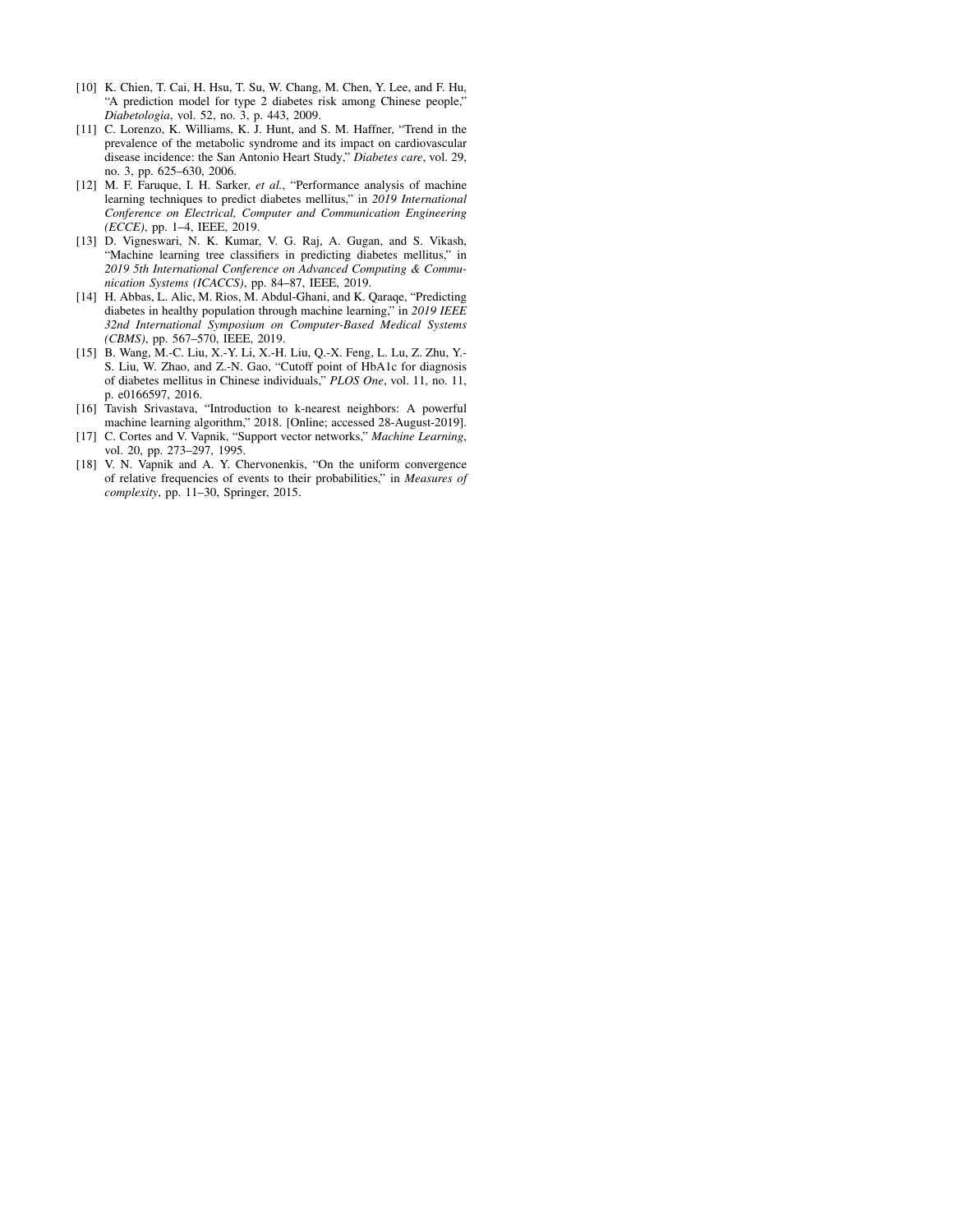[10] K. Chien, T. Cai, H. Hsu, T. Su, W. Chang, M. Chen, Y. Lee, and F. Hu, "A prediction model for type 2 diabetes risk among Chinese people," *Diabetologia*, vol. 52, no. 3, p. 443, 2009.

[11] C. Lorenzo, K. Williams, K. J. Hunt, and S. M. Haffner, "Trend in the prevalence of the metabolic syndrome and its impact on cardiovascular disease incidence: the San Antonio Heart Study," *Diabetes care*, vol. 29, no. 3, pp. 625–630, 2006.

[12] M. F. Faruque, I. H. Sarker, *et al.*, "Performance analysis of machine learning techniques to predict diabetes mellitus," in *2019 International Conference on Electrical, Computer and Communication Engineering (ECCE)*, pp. 1–4, IEEE, 2019.

[13] D. Vigneswari, N. K. Kumar, V. G. Raj, A. Gugan, and S. Vikash, "Machine learning tree classifiers in predicting diabetes mellitus," in *2019 5th International Conference on Advanced Computing & Communication Systems (ICACCS)*, pp. 84–87, IEEE, 2019.

[14] H. Abbas, L. Alic, M. Rios, M. Abdul-Ghani, and K. Qaraqe, "Predicting diabetes in healthy population through machine learning," in *2019 IEEE 32nd International Symposium on Computer-Based Medical Systems (CBMS)*, pp. 567–570, IEEE, 2019.

[15] B. Wang, M.-C. Liu, X.-Y. Li, X.-H. Liu, Q.-X. Feng, L. Lu, Z. Zhu, Y.-S. Liu, W. Zhao, and Z.-N. Gao, "Cutoff point of HbA1c for diagnosis of diabetes mellitus in Chinese individuals," *PLOS One*, vol. 11, no. 11, p. e0166597, 2016.

[16] Tavish Srivastava, "Introduction to k-nearest neighbors: A powerful machine learning algorithm," 2018. [Online; accessed 28-August-2019].

[17] C. Cortes and V. Vapnik, "Support vector networks," *Machine Learning*, vol. 20, pp. 273–297, 1995.

[18] V. N. Vapnik and A. Y. Chervonenkis, "On the uniform convergence of relative frequencies of events to their probabilities," in *Measures of complexity*, pp. 11–30, Springer, 2015.